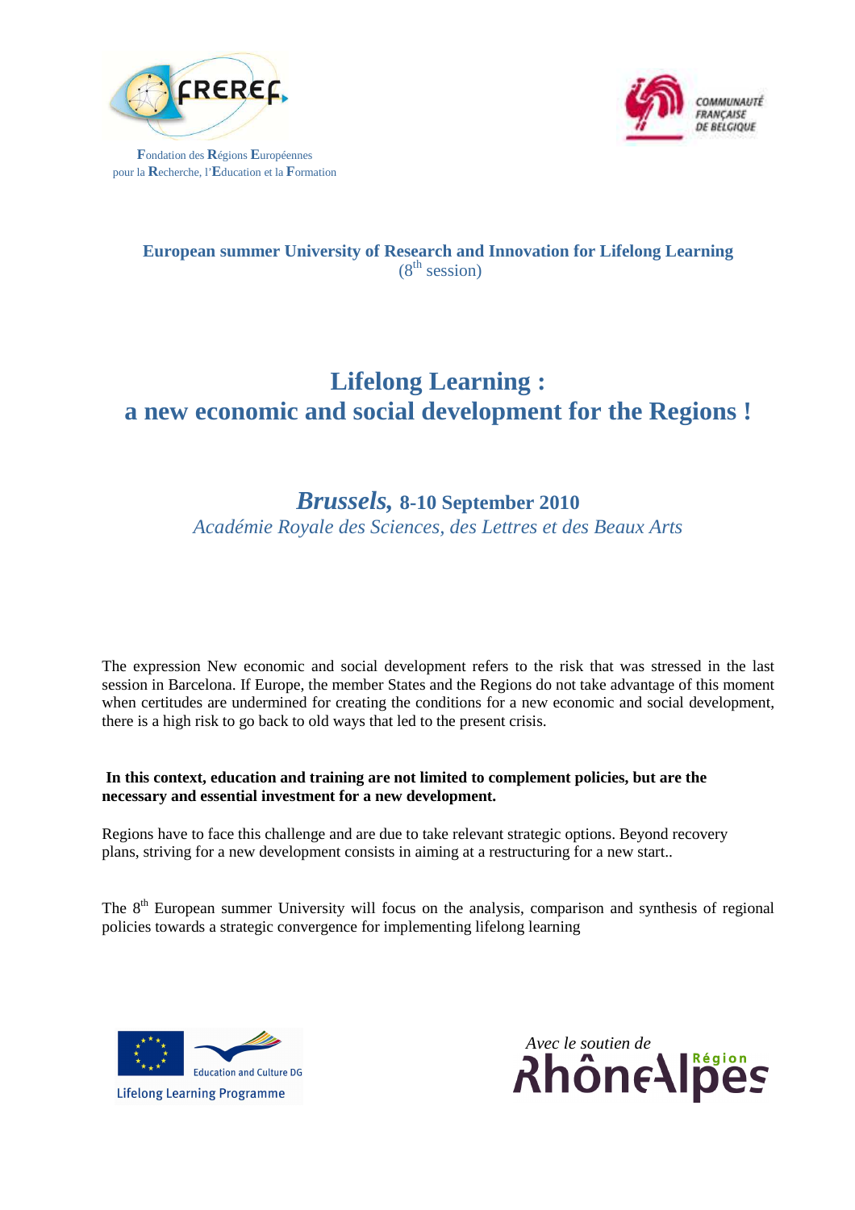Fondation des Régions Européennes
pour la Recherche, l'Education et la Formation

COMMUNAUTÉ FRANÇAISE DE BELGIQUE

**European summer University of Research and Innovation for Lifelong Learning**
(8th session)

# Lifelong Learning :
# a new economic and social development for the Regions !

## *Brussels,* 8-10 September 2010

*Académie Royale des Sciences, des Lettres et des Beaux Arts*

The expression New economic and social development refers to the risk that was stressed in the last session in Barcelona. If Europe, the member States and the Regions do not take advantage of this moment when certitudes are undermined for creating the conditions for a new economic and social development, there is a high risk to go back to old ways that led to the present crisis.

**In this context, education and training are not limited to complement policies, but are the necessary and essential investment for a new development.**

Regions have to face this challenge and are due to take relevant strategic options. Beyond recovery plans, striving for a new development consists in aiming at a restructuring for a new start..

The 8th European summer University will focus on the analysis, comparison and synthesis of regional policies towards a strategic convergence for implementing lifelong learning

Education and Culture DG
Lifelong Learning Programme

*Avec le soutien de*
Région RhôneAlpes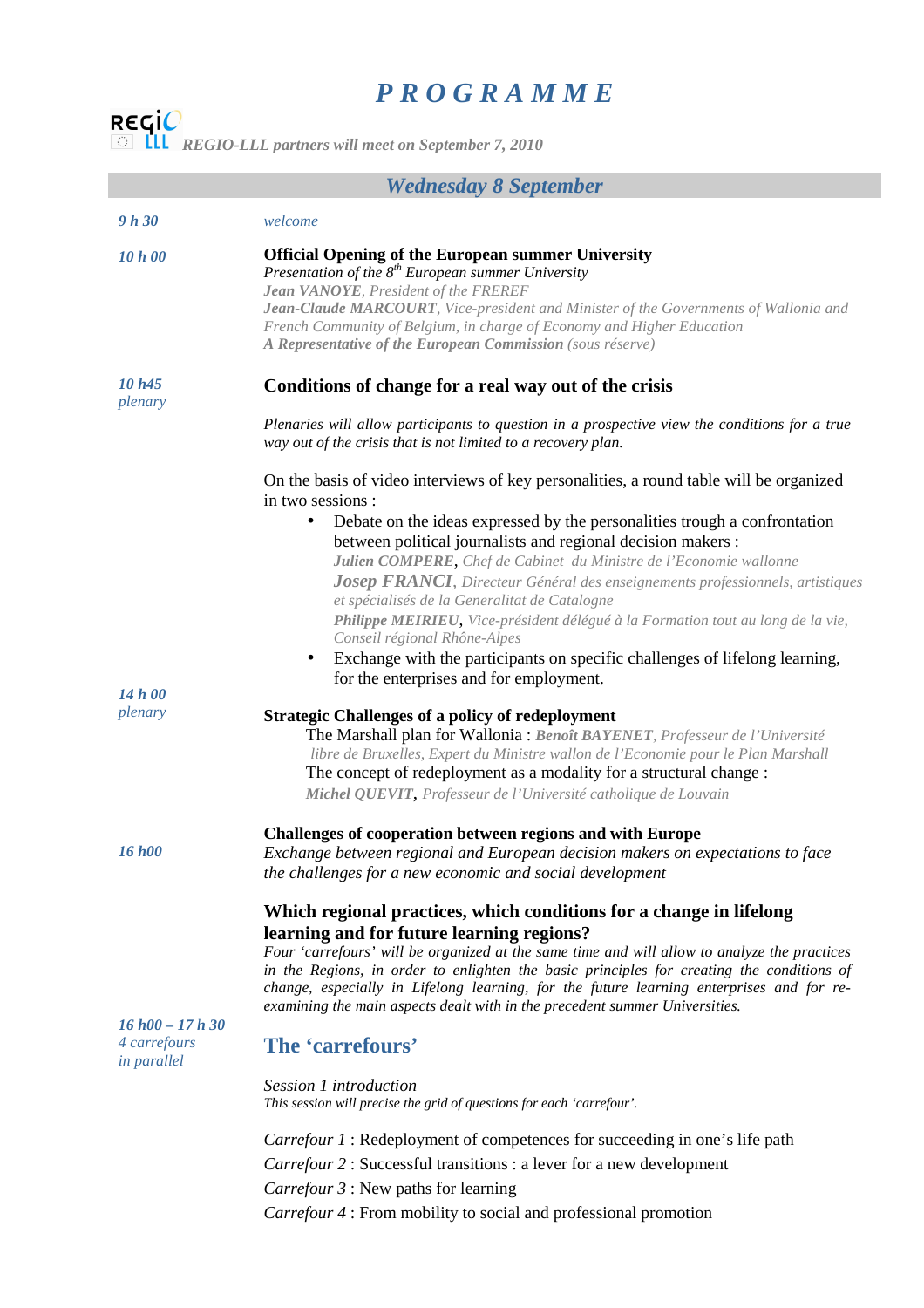# *PROGRAMME*

REGIO LLL *REGIO-LLL partners will meet on September 7, 2010*

## *Wednesday 8 September*

*9 h 30* — *welcome*

*10 h 00*

**Official Opening of the European summer University**
*Presentation of the 8th European summer University*
***Jean VANOYE**, President of the FREREF*
***Jean-Claude MARCOURT**, Vice-president and Minister of the Governments of Wallonia and French Community of Belgium, in charge of Economy and Higher Education*
***A Representative of the European Commission** (sous réserve)*

*10 h45*
*plenary*

### Conditions of change for a real way out of the crisis

*Plenaries will allow participants to question in a prospective view the conditions for a true way out of the crisis that is not limited to a recovery plan.*

On the basis of video interviews of key personalities, a round table will be organized in two sessions :

- Debate on the ideas expressed by the personalities trough a confrontation between political journalists and regional decision makers :
  ***Julien COMPERE**, Chef de Cabinet du Ministre de l'Economie wallonne*
  ***Josep FRANCI**, Directeur Général des enseignements professionnels, artistiques et spécialisés de la Generalitat de Catalogne*
  ***Philippe MEIRIEU**, Vice-président délégué à la Formation tout au long de la vie, Conseil régional Rhône-Alpes*
- Exchange with the participants on specific challenges of lifelong learning, for the enterprises and for employment.

*14 h 00*
*plenary*

**Strategic Challenges of a policy of redeployment**
The Marshall plan for Wallonia : ***Benoît BAYENET**, Professeur de l'Université libre de Bruxelles, Expert du Ministre wallon de l'Economie pour le Plan Marshall*
The concept of redeployment as a modality for a structural change :
***Michel QUEVIT**, Professeur de l'Université catholique de Louvain*

*16 h00*

**Challenges of cooperation between regions and with Europe**
*Exchange between regional and European decision makers on expectations to face the challenges for a new economic and social development*

### Which regional practices, which conditions for a change in lifelong learning and for future learning regions?

*Four 'carrefours' will be organized at the same time and will allow to analyze the practices in the Regions, in order to enlighten the basic principles for creating the conditions of change, especially in Lifelong learning, for the future learning enterprises and for re-examining the main aspects dealt with in the precedent summer Universities.*

*16 h00 – 17 h 30*
*4 carrefours*
*in parallel*

## The 'carrefours'

*Session 1 introduction*
*This session will precise the grid of questions for each 'carrefour'.*

*Carrefour 1* : Redeployment of competences for succeeding in one's life path
*Carrefour 2* : Successful transitions : a lever for a new development
*Carrefour 3* : New paths for learning
*Carrefour 4* : From mobility to social and professional promotion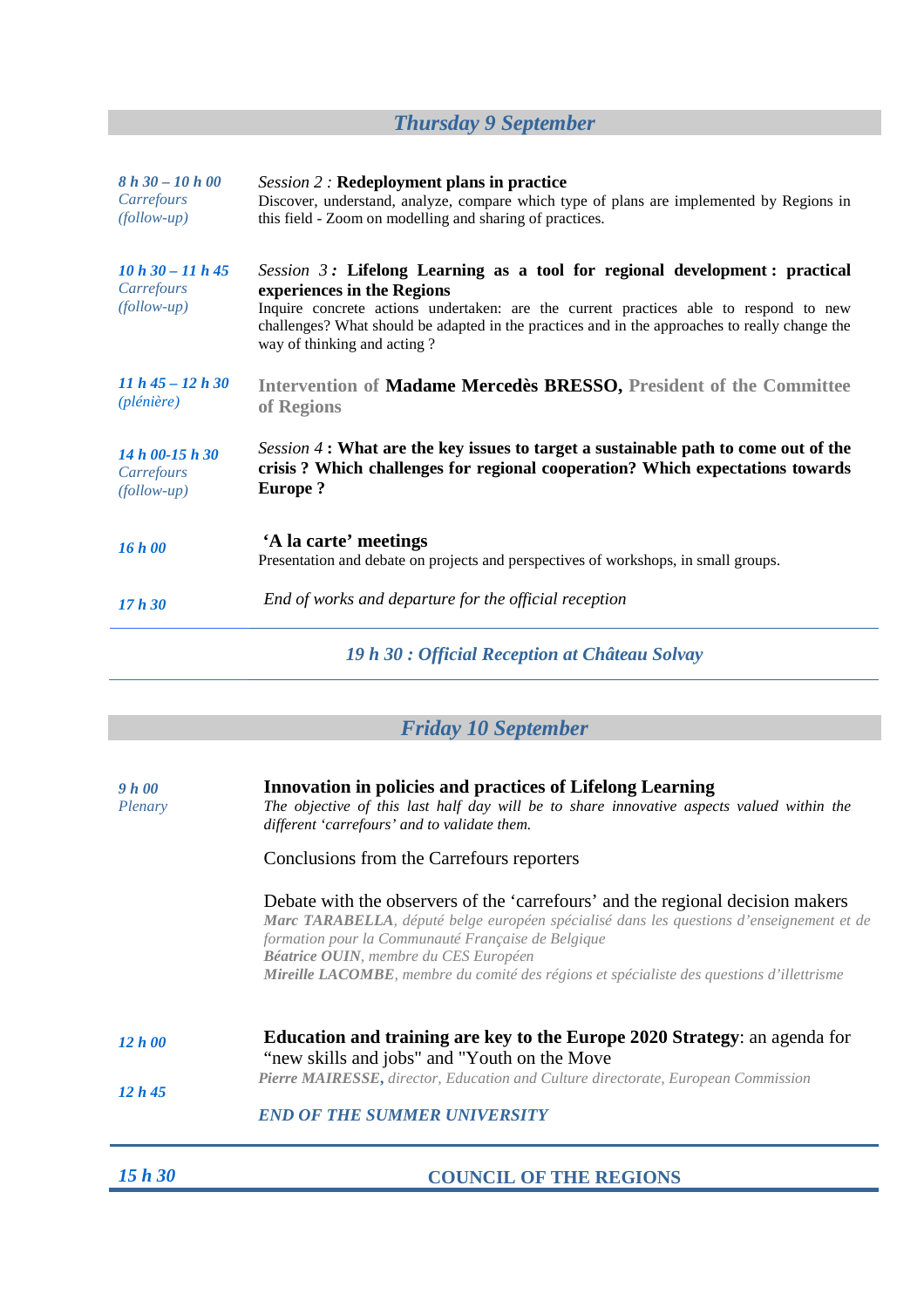## *Thursday 9 September*

| | |
|---|---|
| ***8 h 30 – 10 h 00***<br>*Carrefours*<br>*(follow-up)* | *Session 2 :* **Redeployment plans in practice**<br>Discover, understand, analyze, compare which type of plans are implemented by Regions in this field - Zoom on modelling and sharing of practices. |
| ***10 h 30 – 11 h 45***<br>*Carrefours*<br>*(follow-up)* | *Session 3* ***:*** **Lifelong Learning as a tool for regional development : practical experiences in the Regions**<br>Inquire concrete actions undertaken: are the current practices able to respond to new challenges? What should be adapted in the practices and in the approaches to really change the way of thinking and acting ? |
| ***11 h 45 – 12 h 30***<br>*(plénière)* | **Intervention of Madame Mercedès BRESSO, President of the Committee of Regions** |
| ***14 h 00-15 h 30***<br>*Carrefours*<br>*(follow-up)* | *Session 4* **: What are the key issues to target a sustainable path to come out of the crisis ? Which challenges for regional cooperation? Which expectations towards Europe ?** |
| ***16 h 00*** | **'A la carte' meetings**<br>Presentation and debate on projects and perspectives of workshops, in small groups. |
| ***17 h 30*** | *End of works and departure for the official reception* |

***19 h 30 : Official Reception at Château Solvay***

## *Friday 10 September*

| | |
|---|---|
| ***9 h 00***<br>*Plenary* | **Innovation in policies and practices of Lifelong Learning**<br>*The objective of this last half day will be to share innovative aspects valued within the different 'carrefours' and to validate them.*<br><br>Conclusions from the Carrefours reporters<br><br>Debate with the observers of the 'carrefours' and the regional decision makers<br>***Marc TARABELLA****, député belge européen spécialisé dans les questions d'enseignement et de formation pour la Communauté Française de Belgique*<br>***Béatrice OUIN****, membre du CES Européen*<br>***Mireille LACOMBE****, membre du comité des régions et spécialiste des questions d'illettrisme* |
| ***12 h 00*** | **Education and training are key to the Europe 2020 Strategy**: an agenda for "new skills and jobs" and "Youth on the Move"<br>***Pierre MAIRESSE,*** *director, Education and Culture directorate, European Commission* |
| ***12 h 45*** | ***END OF THE SUMMER UNIVERSITY*** |

***15 h 30*** **COUNCIL OF THE REGIONS**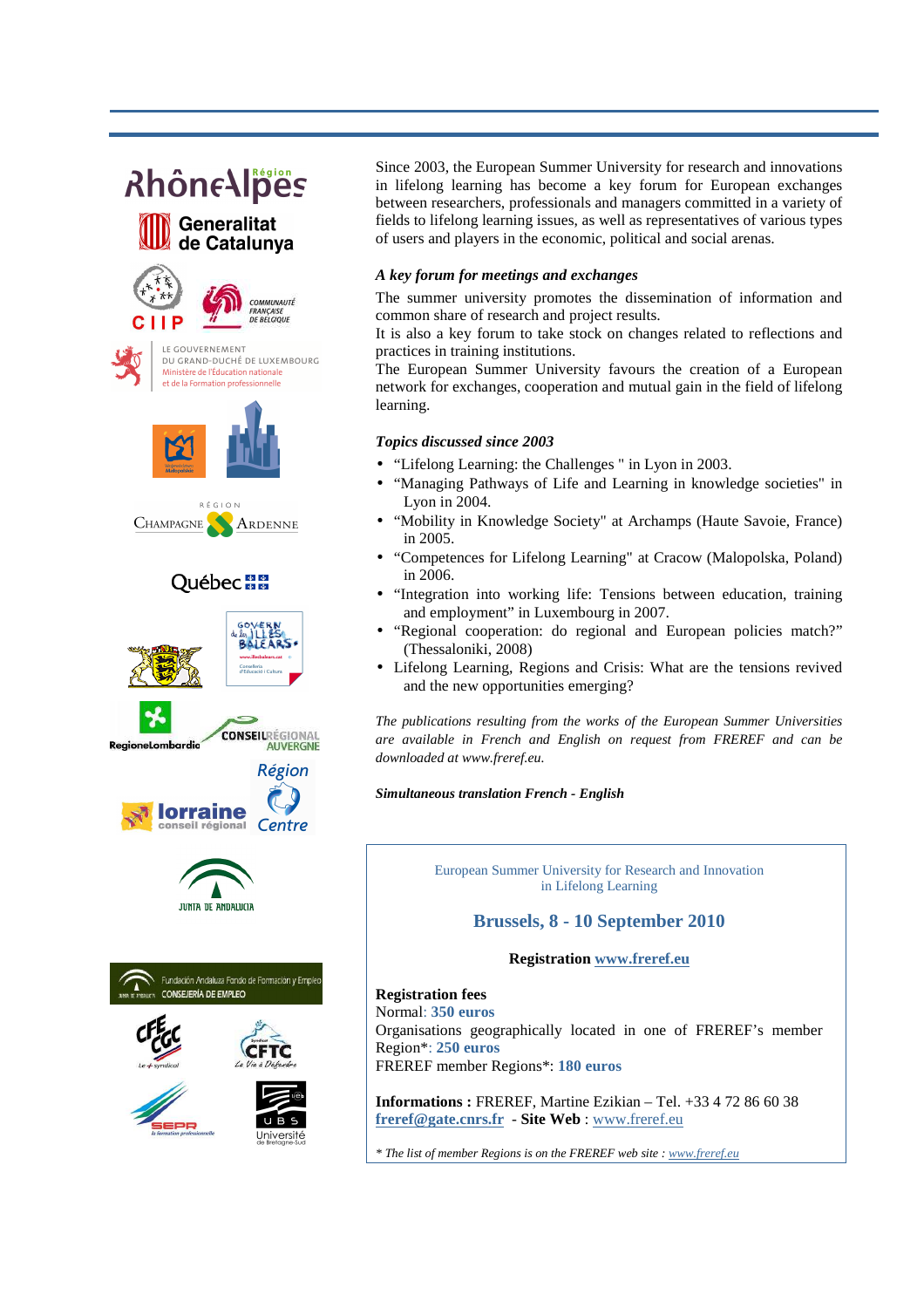Since 2003, the European Summer University for research and innovations in lifelong learning has become a key forum for European exchanges between researchers, professionals and managers committed in a variety of fields to lifelong learning issues, as well as representatives of various types of users and players in the economic, political and social arenas.

### *A key forum for meetings and exchanges*

The summer university promotes the dissemination of information and common share of research and project results.
It is also a key forum to take stock on changes related to reflections and practices in training institutions.
The European Summer University favours the creation of a European network for exchanges, cooperation and mutual gain in the field of lifelong learning.

### *Topics discussed since 2003*

- "Lifelong Learning: the Challenges " in Lyon in 2003.
- "Managing Pathways of Life and Learning in knowledge societies" in Lyon in 2004.
- "Mobility in Knowledge Society" at Archamps (Haute Savoie, France) in 2005.
- "Competences for Lifelong Learning" at Cracow (Malopolska, Poland) in 2006.
- "Integration into working life: Tensions between education, training and employment" in Luxembourg in 2007.
- "Regional cooperation: do regional and European policies match?" (Thessaloniki, 2008)
- Lifelong Learning, Regions and Crisis: What are the tensions revived and the new opportunities emerging?

*The publications resulting from the works of the European Summer Universities are available in French and English on request from FREREF and can be downloaded at www.freref.eu.*

***Simultaneous translation French - English***

European Summer University for Research and Innovation in Lifelong Learning

## Brussels, 8 - 10 September 2010

**Registration www.freref.eu**

**Registration fees**
Normal: **350 euros**
Organisations geographically located in one of FREREF's member Region*: **250 euros**
FREREF member Regions*: **180 euros**

**Informations :** FREREF, Martine Ezikian – Tel. +33 4 72 86 60 38
**freref@gate.cnrs.fr** - **Site Web** : www.freref.eu

*\* The list of member Regions is on the FREREF web site : www.freref.eu*